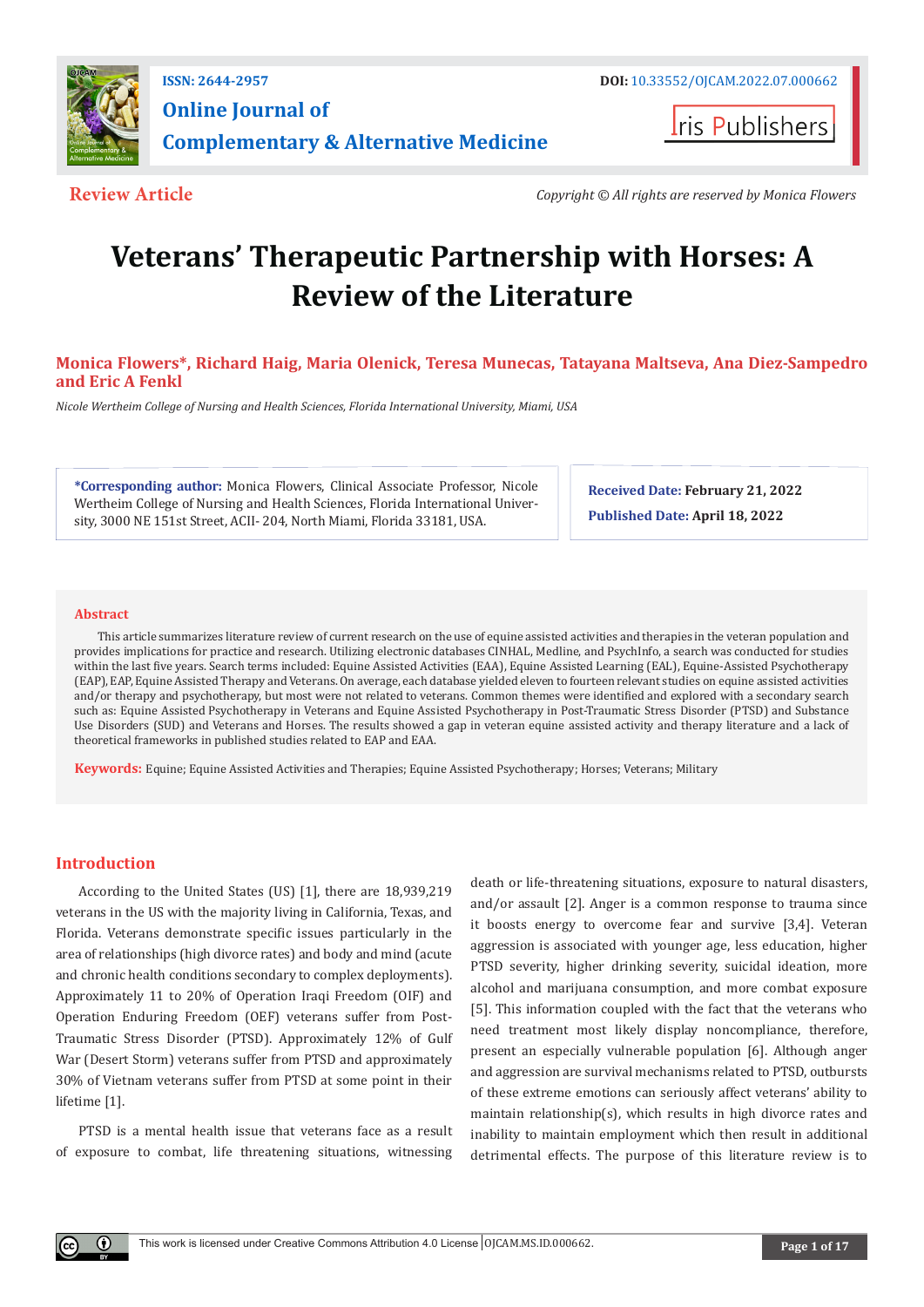ISSN: 2644-2957

**Online Journal of Complementary & Alternative Medicine**

DOI: 10.33552/OJCAM.2022.07.000662

Iris Publishers

**Review Article**

*Copyright © All rights are reserved by Monica Flowers*

# Veterans' Therapeutic Partnership with Horses: A Review of the Literature

**Monica Flowers*, Richard Haig, Maria Olenick, Teresa Munecas, Tatayana Maltseva, Ana Diez-Sampedro and Eric A Fenkl**

*Nicole Wertheim College of Nursing and Health Sciences, Florida International University, Miami, USA*

**\*Corresponding author:** Monica Flowers, Clinical Associate Professor, Nicole Wertheim College of Nursing and Health Sciences, Florida International University, 3000 NE 151st Street, ACII- 204, North Miami, Florida 33181, USA.

**Received Date:** February 21, 2022

**Published Date:** April 18, 2022

## Abstract

This article summarizes literature review of current research on the use of equine assisted activities and therapies in the veteran population and provides implications for practice and research. Utilizing electronic databases CINHAL, Medline, and PsychInfo, a search was conducted for studies within the last five years. Search terms included: Equine Assisted Activities (EAA), Equine Assisted Learning (EAL), Equine-Assisted Psychotherapy (EAP), EAP, Equine Assisted Therapy and Veterans. On average, each database yielded eleven to fourteen relevant studies on equine assisted activities and/or therapy and psychotherapy, but most were not related to veterans. Common themes were identified and explored with a secondary search such as: Equine Assisted Psychotherapy in Veterans and Equine Assisted Psychotherapy in Post-Traumatic Stress Disorder (PTSD) and Substance Use Disorders (SUD) and Veterans and Horses. The results showed a gap in veteran equine assisted activity and therapy literature and a lack of theoretical frameworks in published studies related to EAP and EAA.

**Keywords:** Equine; Equine Assisted Activities and Therapies; Equine Assisted Psychotherapy; Horses; Veterans; Military

## Introduction

According to the United States (US) [1], there are 18,939,219 veterans in the US with the majority living in California, Texas, and Florida. Veterans demonstrate specific issues particularly in the area of relationships (high divorce rates) and body and mind (acute and chronic health conditions secondary to complex deployments). Approximately 11 to 20% of Operation Iraqi Freedom (OIF) and Operation Enduring Freedom (OEF) veterans suffer from Post-Traumatic Stress Disorder (PTSD). Approximately 12% of Gulf War (Desert Storm) veterans suffer from PTSD and approximately 30% of Vietnam veterans suffer from PTSD at some point in their lifetime [1].

PTSD is a mental health issue that veterans face as a result of exposure to combat, life threatening situations, witnessing death or life-threatening situations, exposure to natural disasters, and/or assault [2]. Anger is a common response to trauma since it boosts energy to overcome fear and survive [3,4]. Veteran aggression is associated with younger age, less education, higher PTSD severity, higher drinking severity, suicidal ideation, more alcohol and marijuana consumption, and more combat exposure [5]. This information coupled with the fact that the veterans who need treatment most likely display noncompliance, therefore, present an especially vulnerable population [6]. Although anger and aggression are survival mechanisms related to PTSD, outbursts of these extreme emotions can seriously affect veterans' ability to maintain relationship(s), which results in high divorce rates and inability to maintain employment which then result in additional detrimental effects. The purpose of this literature review is to

This work is licensed under Creative Commons Attribution 4.0 License OJCAM.MS.ID.000662.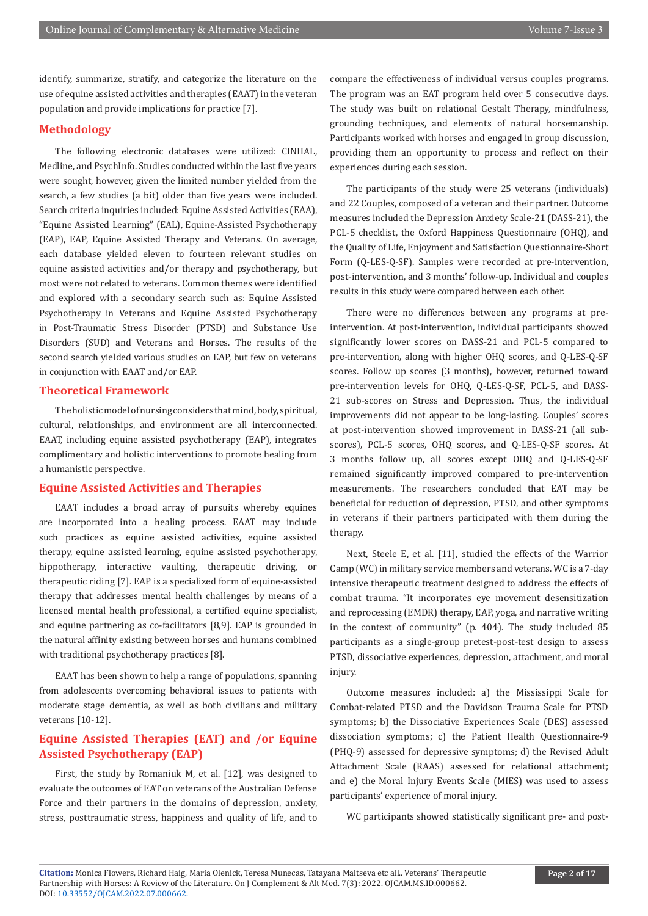identify, summarize, stratify, and categorize the literature on the use of equine assisted activities and therapies (EAAT) in the veteran population and provide implications for practice [7].

## Methodology

The following electronic databases were utilized: CINHAL, Medline, and PsychInfo. Studies conducted within the last five years were sought, however, given the limited number yielded from the search, a few studies (a bit) older than five years were included. Search criteria inquiries included: Equine Assisted Activities (EAA), "Equine Assisted Learning" (EAL), Equine-Assisted Psychotherapy (EAP), EAP, Equine Assisted Therapy and Veterans. On average, each database yielded eleven to fourteen relevant studies on equine assisted activities and/or therapy and psychotherapy, but most were not related to veterans. Common themes were identified and explored with a secondary search such as: Equine Assisted Psychotherapy in Veterans and Equine Assisted Psychotherapy in Post-Traumatic Stress Disorder (PTSD) and Substance Use Disorders (SUD) and Veterans and Horses. The results of the second search yielded various studies on EAP, but few on veterans in conjunction with EAAT and/or EAP.

## Theoretical Framework

The holistic model of nursing considers that mind, body, spiritual, cultural, relationships, and environment are all interconnected. EAAT, including equine assisted psychotherapy (EAP), integrates complimentary and holistic interventions to promote healing from a humanistic perspective.

## Equine Assisted Activities and Therapies

EAAT includes a broad array of pursuits whereby equines are incorporated into a healing process. EAAT may include such practices as equine assisted activities, equine assisted therapy, equine assisted learning, equine assisted psychotherapy, hippotherapy, interactive vaulting, therapeutic driving, or therapeutic riding [7]. EAP is a specialized form of equine-assisted therapy that addresses mental health challenges by means of a licensed mental health professional, a certified equine specialist, and equine partnering as co-facilitators [8,9]. EAP is grounded in the natural affinity existing between horses and humans combined with traditional psychotherapy practices [8].

EAAT has been shown to help a range of populations, spanning from adolescents overcoming behavioral issues to patients with moderate stage dementia, as well as both civilians and military veterans [10-12].

## Equine Assisted Therapies (EAT) and /or Equine Assisted Psychotherapy (EAP)

First, the study by Romaniuk M, et al. [12], was designed to evaluate the outcomes of EAT on veterans of the Australian Defense Force and their partners in the domains of depression, anxiety, stress, posttraumatic stress, happiness and quality of life, and to compare the effectiveness of individual versus couples programs. The program was an EAT program held over 5 consecutive days. The study was built on relational Gestalt Therapy, mindfulness, grounding techniques, and elements of natural horsemanship. Participants worked with horses and engaged in group discussion, providing them an opportunity to process and reflect on their experiences during each session.

The participants of the study were 25 veterans (individuals) and 22 Couples, composed of a veteran and their partner. Outcome measures included the Depression Anxiety Scale-21 (DASS-21), the PCL-5 checklist, the Oxford Happiness Questionnaire (OHQ), and the Quality of Life, Enjoyment and Satisfaction Questionnaire-Short Form (Q-LES-Q-SF). Samples were recorded at pre-intervention, post-intervention, and 3 months' follow-up. Individual and couples results in this study were compared between each other.

There were no differences between any programs at pre-intervention. At post-intervention, individual participants showed significantly lower scores on DASS-21 and PCL-5 compared to pre-intervention, along with higher OHQ scores, and Q-LES-Q-SF scores. Follow up scores (3 months), however, returned toward pre-intervention levels for OHQ, Q-LES-Q-SF, PCL-5, and DASS-21 sub-scores on Stress and Depression. Thus, the individual improvements did not appear to be long-lasting. Couples' scores at post-intervention showed improvement in DASS-21 (all sub-scores), PCL-5 scores, OHQ scores, and Q-LES-Q-SF scores. At 3 months follow up, all scores except OHQ and Q-LES-Q-SF remained significantly improved compared to pre-intervention measurements. The researchers concluded that EAT may be beneficial for reduction of depression, PTSD, and other symptoms in veterans if their partners participated with them during the therapy.

Next, Steele E, et al. [11], studied the effects of the Warrior Camp (WC) in military service members and veterans. WC is a 7-day intensive therapeutic treatment designed to address the effects of combat trauma. "It incorporates eye movement desensitization and reprocessing (EMDR) therapy, EAP, yoga, and narrative writing in the context of community" (p. 404). The study included 85 participants as a single-group pretest-post-test design to assess PTSD, dissociative experiences, depression, attachment, and moral injury.

Outcome measures included: a) the Mississippi Scale for Combat-related PTSD and the Davidson Trauma Scale for PTSD symptoms; b) the Dissociative Experiences Scale (DES) assessed dissociation symptoms; c) the Patient Health Questionnaire-9 (PHQ-9) assessed for depressive symptoms; d) the Revised Adult Attachment Scale (RAAS) assessed for relational attachment; and e) the Moral Injury Events Scale (MIES) was used to assess participants' experience of moral injury.

WC participants showed statistically significant pre- and post-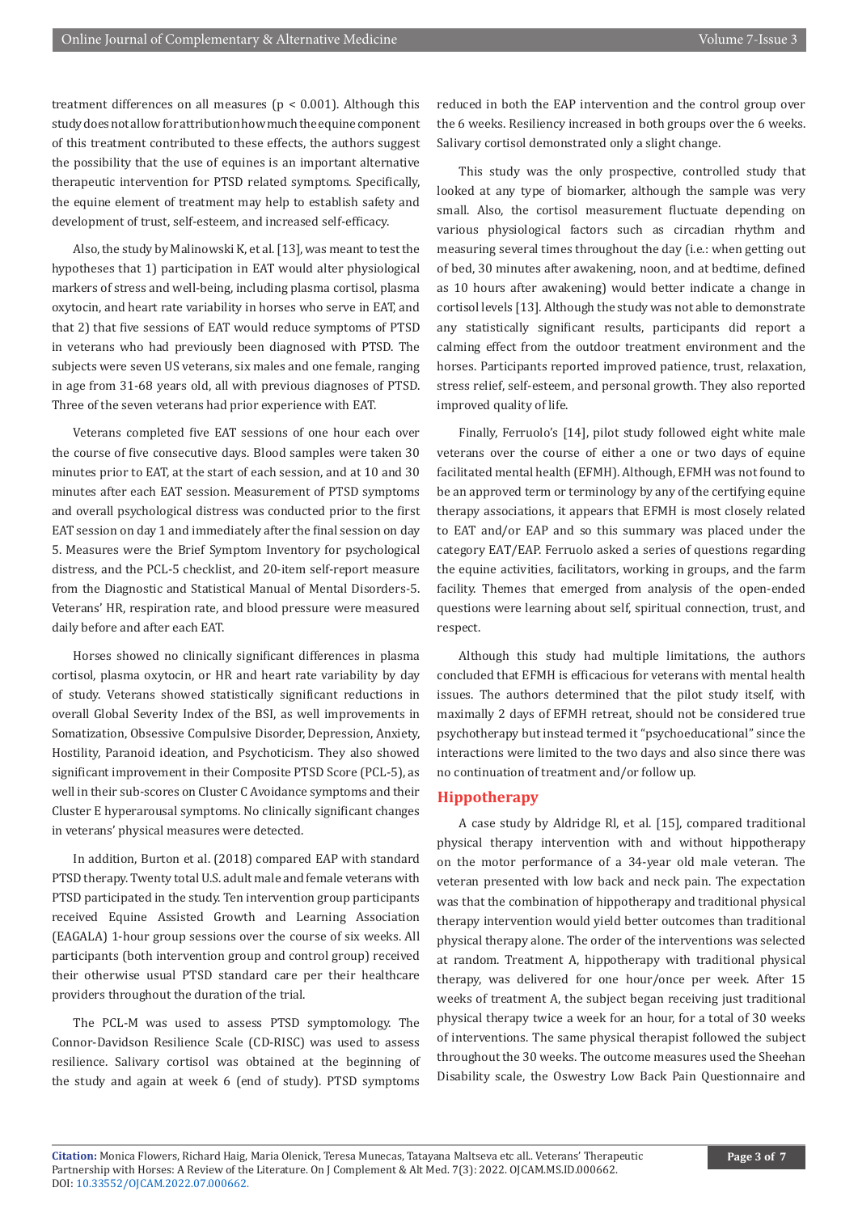treatment differences on all measures ($p < 0.001$). Although this study does not allow for attribution how much the equine component of this treatment contributed to these effects, the authors suggest the possibility that the use of equines is an important alternative therapeutic intervention for PTSD related symptoms. Specifically, the equine element of treatment may help to establish safety and development of trust, self-esteem, and increased self-efficacy.

Also, the study by Malinowski K, et al. [13], was meant to test the hypotheses that 1) participation in EAT would alter physiological markers of stress and well-being, including plasma cortisol, plasma oxytocin, and heart rate variability in horses who serve in EAT, and that 2) that five sessions of EAT would reduce symptoms of PTSD in veterans who had previously been diagnosed with PTSD. The subjects were seven US veterans, six males and one female, ranging in age from 31-68 years old, all with previous diagnoses of PTSD. Three of the seven veterans had prior experience with EAT.

Veterans completed five EAT sessions of one hour each over the course of five consecutive days. Blood samples were taken 30 minutes prior to EAT, at the start of each session, and at 10 and 30 minutes after each EAT session. Measurement of PTSD symptoms and overall psychological distress was conducted prior to the first EAT session on day 1 and immediately after the final session on day 5. Measures were the Brief Symptom Inventory for psychological distress, and the PCL-5 checklist, and 20-item self-report measure from the Diagnostic and Statistical Manual of Mental Disorders-5. Veterans' HR, respiration rate, and blood pressure were measured daily before and after each EAT.

Horses showed no clinically significant differences in plasma cortisol, plasma oxytocin, or HR and heart rate variability by day of study. Veterans showed statistically significant reductions in overall Global Severity Index of the BSI, as well improvements in Somatization, Obsessive Compulsive Disorder, Depression, Anxiety, Hostility, Paranoid ideation, and Psychoticism. They also showed significant improvement in their Composite PTSD Score (PCL-5), as well in their sub-scores on Cluster C Avoidance symptoms and their Cluster E hyperarousal symptoms. No clinically significant changes in veterans' physical measures were detected.

In addition, Burton et al. (2018) compared EAP with standard PTSD therapy. Twenty total U.S. adult male and female veterans with PTSD participated in the study. Ten intervention group participants received Equine Assisted Growth and Learning Association (EAGALA) 1-hour group sessions over the course of six weeks. All participants (both intervention group and control group) received their otherwise usual PTSD standard care per their healthcare providers throughout the duration of the trial.

The PCL-M was used to assess PTSD symptomology. The Connor-Davidson Resilience Scale (CD-RISC) was used to assess resilience. Salivary cortisol was obtained at the beginning of the study and again at week 6 (end of study). PTSD symptoms reduced in both the EAP intervention and the control group over the 6 weeks. Resiliency increased in both groups over the 6 weeks. Salivary cortisol demonstrated only a slight change.

This study was the only prospective, controlled study that looked at any type of biomarker, although the sample was very small. Also, the cortisol measurement fluctuate depending on various physiological factors such as circadian rhythm and measuring several times throughout the day (i.e.: when getting out of bed, 30 minutes after awakening, noon, and at bedtime, defined as 10 hours after awakening) would better indicate a change in cortisol levels [13]. Although the study was not able to demonstrate any statistically significant results, participants did report a calming effect from the outdoor treatment environment and the horses. Participants reported improved patience, trust, relaxation, stress relief, self-esteem, and personal growth. They also reported improved quality of life.

Finally, Ferruolo's [14], pilot study followed eight white male veterans over the course of either a one or two days of equine facilitated mental health (EFMH). Although, EFMH was not found to be an approved term or terminology by any of the certifying equine therapy associations, it appears that EFMH is most closely related to EAT and/or EAP and so this summary was placed under the category EAT/EAP. Ferruolo asked a series of questions regarding the equine activities, facilitators, working in groups, and the farm facility. Themes that emerged from analysis of the open-ended questions were learning about self, spiritual connection, trust, and respect.

Although this study had multiple limitations, the authors concluded that EFMH is efficacious for veterans with mental health issues. The authors determined that the pilot study itself, with maximally 2 days of EFMH retreat, should not be considered true psychotherapy but instead termed it "psychoeducational" since the interactions were limited to the two days and also since there was no continuation of treatment and/or follow up.

## Hippotherapy

A case study by Aldridge Rl, et al. [15], compared traditional physical therapy intervention with and without hippotherapy on the motor performance of a 34-year old male veteran. The veteran presented with low back and neck pain. The expectation was that the combination of hippotherapy and traditional physical therapy intervention would yield better outcomes than traditional physical therapy alone. The order of the interventions was selected at random. Treatment A, hippotherapy with traditional physical therapy, was delivered for one hour/once per week. After 15 weeks of treatment A, the subject began receiving just traditional physical therapy twice a week for an hour, for a total of 30 weeks of interventions. The same physical therapist followed the subject throughout the 30 weeks. The outcome measures used the Sheehan Disability scale, the Oswestry Low Back Pain Questionnaire and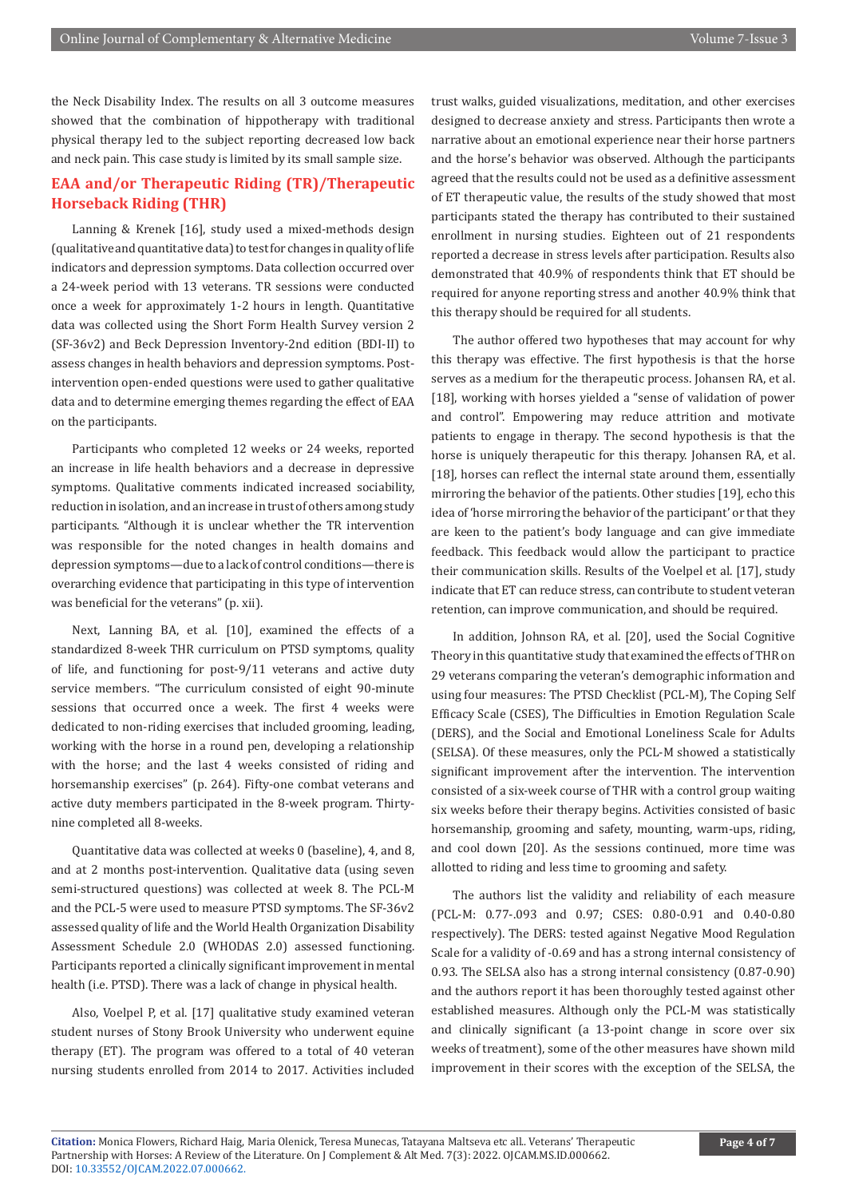the Neck Disability Index. The results on all 3 outcome measures showed that the combination of hippotherapy with traditional physical therapy led to the subject reporting decreased low back and neck pain. This case study is limited by its small sample size.

## EAA and/or Therapeutic Riding (TR)/Therapeutic Horseback Riding (THR)

Lanning & Krenek [16], study used a mixed-methods design (qualitative and quantitative data) to test for changes in quality of life indicators and depression symptoms. Data collection occurred over a 24-week period with 13 veterans. TR sessions were conducted once a week for approximately 1-2 hours in length. Quantitative data was collected using the Short Form Health Survey version 2 (SF-36v2) and Beck Depression Inventory-2nd edition (BDI-II) to assess changes in health behaviors and depression symptoms. Post-intervention open-ended questions were used to gather qualitative data and to determine emerging themes regarding the effect of EAA on the participants.

Participants who completed 12 weeks or 24 weeks, reported an increase in life health behaviors and a decrease in depressive symptoms. Qualitative comments indicated increased sociability, reduction in isolation, and an increase in trust of others among study participants. "Although it is unclear whether the TR intervention was responsible for the noted changes in health domains and depression symptoms—due to a lack of control conditions—there is overarching evidence that participating in this type of intervention was beneficial for the veterans" (p. xii).

Next, Lanning BA, et al. [10], examined the effects of a standardized 8-week THR curriculum on PTSD symptoms, quality of life, and functioning for post-9/11 veterans and active duty service members. "The curriculum consisted of eight 90-minute sessions that occurred once a week. The first 4 weeks were dedicated to non-riding exercises that included grooming, leading, working with the horse in a round pen, developing a relationship with the horse; and the last 4 weeks consisted of riding and horsemanship exercises" (p. 264). Fifty-one combat veterans and active duty members participated in the 8-week program. Thirty-nine completed all 8-weeks.

Quantitative data was collected at weeks 0 (baseline), 4, and 8, and at 2 months post-intervention. Qualitative data (using seven semi-structured questions) was collected at week 8. The PCL-M and the PCL-5 were used to measure PTSD symptoms. The SF-36v2 assessed quality of life and the World Health Organization Disability Assessment Schedule 2.0 (WHODAS 2.0) assessed functioning. Participants reported a clinically significant improvement in mental health (i.e. PTSD). There was a lack of change in physical health.

Also, Voelpel P, et al. [17] qualitative study examined veteran student nurses of Stony Brook University who underwent equine therapy (ET). The program was offered to a total of 40 veteran nursing students enrolled from 2014 to 2017. Activities included trust walks, guided visualizations, meditation, and other exercises designed to decrease anxiety and stress. Participants then wrote a narrative about an emotional experience near their horse partners and the horse's behavior was observed. Although the participants agreed that the results could not be used as a definitive assessment of ET therapeutic value, the results of the study showed that most participants stated the therapy has contributed to their sustained enrollment in nursing studies. Eighteen out of 21 respondents reported a decrease in stress levels after participation. Results also demonstrated that 40.9% of respondents think that ET should be required for anyone reporting stress and another 40.9% think that this therapy should be required for all students.

The author offered two hypotheses that may account for why this therapy was effective. The first hypothesis is that the horse serves as a medium for the therapeutic process. Johansen RA, et al. [18], working with horses yielded a "sense of validation of power and control". Empowering may reduce attrition and motivate patients to engage in therapy. The second hypothesis is that the horse is uniquely therapeutic for this therapy. Johansen RA, et al. [18], horses can reflect the internal state around them, essentially mirroring the behavior of the patients. Other studies [19], echo this idea of 'horse mirroring the behavior of the participant' or that they are keen to the patient's body language and can give immediate feedback. This feedback would allow the participant to practice their communication skills. Results of the Voelpel et al. [17], study indicate that ET can reduce stress, can contribute to student veteran retention, can improve communication, and should be required.

In addition, Johnson RA, et al. [20], used the Social Cognitive Theory in this quantitative study that examined the effects of THR on 29 veterans comparing the veteran's demographic information and using four measures: The PTSD Checklist (PCL-M), The Coping Self Efficacy Scale (CSES), The Difficulties in Emotion Regulation Scale (DERS), and the Social and Emotional Loneliness Scale for Adults (SELSA). Of these measures, only the PCL-M showed a statistically significant improvement after the intervention. The intervention consisted of a six-week course of THR with a control group waiting six weeks before their therapy begins. Activities consisted of basic horsemanship, grooming and safety, mounting, warm-ups, riding, and cool down [20]. As the sessions continued, more time was allotted to riding and less time to grooming and safety.

The authors list the validity and reliability of each measure (PCL-M: 0.77-.093 and 0.97; CSES: 0.80-0.91 and 0.40-0.80 respectively). The DERS: tested against Negative Mood Regulation Scale for a validity of -0.69 and has a strong internal consistency of 0.93. The SELSA also has a strong internal consistency (0.87-0.90) and the authors report it has been thoroughly tested against other established measures. Although only the PCL-M was statistically and clinically significant (a 13-point change in score over six weeks of treatment), some of the other measures have shown mild improvement in their scores with the exception of the SELSA, the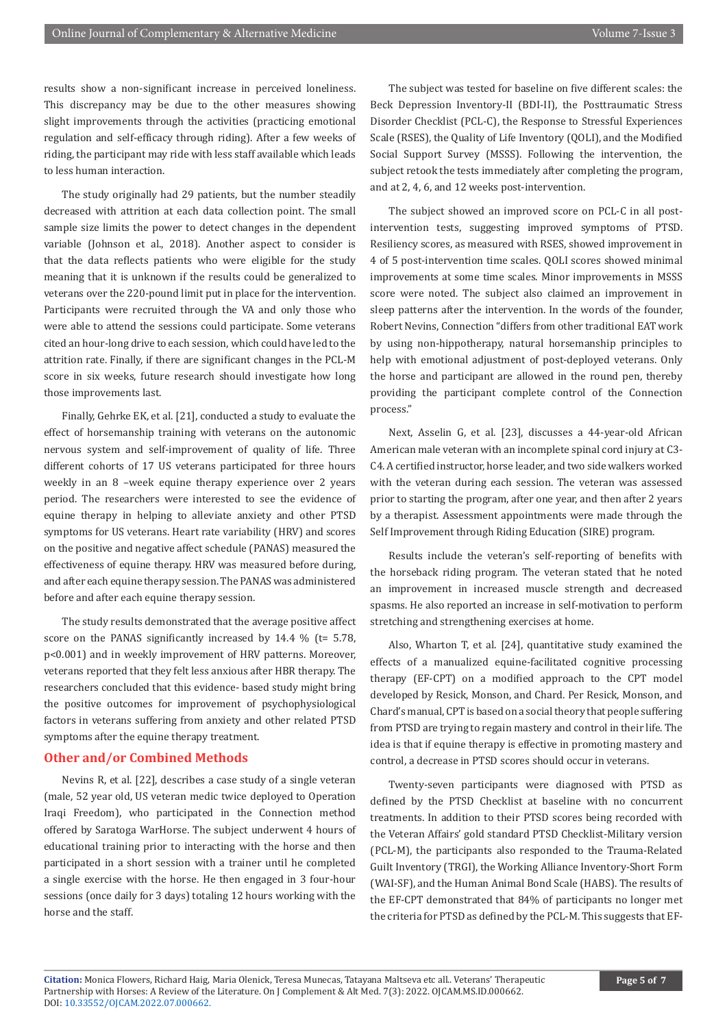results show a non-significant increase in perceived loneliness. This discrepancy may be due to the other measures showing slight improvements through the activities (practicing emotional regulation and self-efficacy through riding). After a few weeks of riding, the participant may ride with less staff available which leads to less human interaction.

The study originally had 29 patients, but the number steadily decreased with attrition at each data collection point. The small sample size limits the power to detect changes in the dependent variable (Johnson et al., 2018). Another aspect to consider is that the data reflects patients who were eligible for the study meaning that it is unknown if the results could be generalized to veterans over the 220-pound limit put in place for the intervention. Participants were recruited through the VA and only those who were able to attend the sessions could participate. Some veterans cited an hour-long drive to each session, which could have led to the attrition rate. Finally, if there are significant changes in the PCL-M score in six weeks, future research should investigate how long those improvements last.

Finally, Gehrke EK, et al. [21], conducted a study to evaluate the effect of horsemanship training with veterans on the autonomic nervous system and self-improvement of quality of life. Three different cohorts of 17 US veterans participated for three hours weekly in an 8 –week equine therapy experience over 2 years period. The researchers were interested to see the evidence of equine therapy in helping to alleviate anxiety and other PTSD symptoms for US veterans. Heart rate variability (HRV) and scores on the positive and negative affect schedule (PANAS) measured the effectiveness of equine therapy. HRV was measured before during, and after each equine therapy session. The PANAS was administered before and after each equine therapy session.

The study results demonstrated that the average positive affect score on the PANAS significantly increased by 14.4 % ($t = 5.78$, $p<0.001$) and in weekly improvement of HRV patterns. Moreover, veterans reported that they felt less anxious after HBR therapy. The researchers concluded that this evidence- based study might bring the positive outcomes for improvement of psychophysiological factors in veterans suffering from anxiety and other related PTSD symptoms after the equine therapy treatment.

## Other and/or Combined Methods

Nevins R, et al. [22], describes a case study of a single veteran (male, 52 year old, US veteran medic twice deployed to Operation Iraqi Freedom), who participated in the Connection method offered by Saratoga WarHorse. The subject underwent 4 hours of educational training prior to interacting with the horse and then participated in a short session with a trainer until he completed a single exercise with the horse. He then engaged in 3 four-hour sessions (once daily for 3 days) totaling 12 hours working with the horse and the staff.

The subject was tested for baseline on five different scales: the Beck Depression Inventory-II (BDI-II), the Posttraumatic Stress Disorder Checklist (PCL-C), the Response to Stressful Experiences Scale (RSES), the Quality of Life Inventory (QOLI), and the Modified Social Support Survey (MSSS). Following the intervention, the subject retook the tests immediately after completing the program, and at 2, 4, 6, and 12 weeks post-intervention.

The subject showed an improved score on PCL-C in all post-intervention tests, suggesting improved symptoms of PTSD. Resiliency scores, as measured with RSES, showed improvement in 4 of 5 post-intervention time scales. QOLI scores showed minimal improvements at some time scales. Minor improvements in MSSS score were noted. The subject also claimed an improvement in sleep patterns after the intervention. In the words of the founder, Robert Nevins, Connection "differs from other traditional EAT work by using non-hippotherapy, natural horsemanship principles to help with emotional adjustment of post-deployed veterans. Only the horse and participant are allowed in the round pen, thereby providing the participant complete control of the Connection process."

Next, Asselin G, et al. [23], discusses a 44-year-old African American male veteran with an incomplete spinal cord injury at C3-C4. A certified instructor, horse leader, and two side walkers worked with the veteran during each session. The veteran was assessed prior to starting the program, after one year, and then after 2 years by a therapist. Assessment appointments were made through the Self Improvement through Riding Education (SIRE) program.

Results include the veteran's self-reporting of benefits with the horseback riding program. The veteran stated that he noted an improvement in increased muscle strength and decreased spasms. He also reported an increase in self-motivation to perform stretching and strengthening exercises at home.

Also, Wharton T, et al. [24], quantitative study examined the effects of a manualized equine-facilitated cognitive processing therapy (EF-CPT) on a modified approach to the CPT model developed by Resick, Monson, and Chard. Per Resick, Monson, and Chard's manual, CPT is based on a social theory that people suffering from PTSD are trying to regain mastery and control in their life. The idea is that if equine therapy is effective in promoting mastery and control, a decrease in PTSD scores should occur in veterans.

Twenty-seven participants were diagnosed with PTSD as defined by the PTSD Checklist at baseline with no concurrent treatments. In addition to their PTSD scores being recorded with the Veteran Affairs' gold standard PTSD Checklist-Military version (PCL-M), the participants also responded to the Trauma-Related Guilt Inventory (TRGI), the Working Alliance Inventory-Short Form (WAI-SF), and the Human Animal Bond Scale (HABS). The results of the EF-CPT demonstrated that 84% of participants no longer met the criteria for PTSD as defined by the PCL-M. This suggests that EF-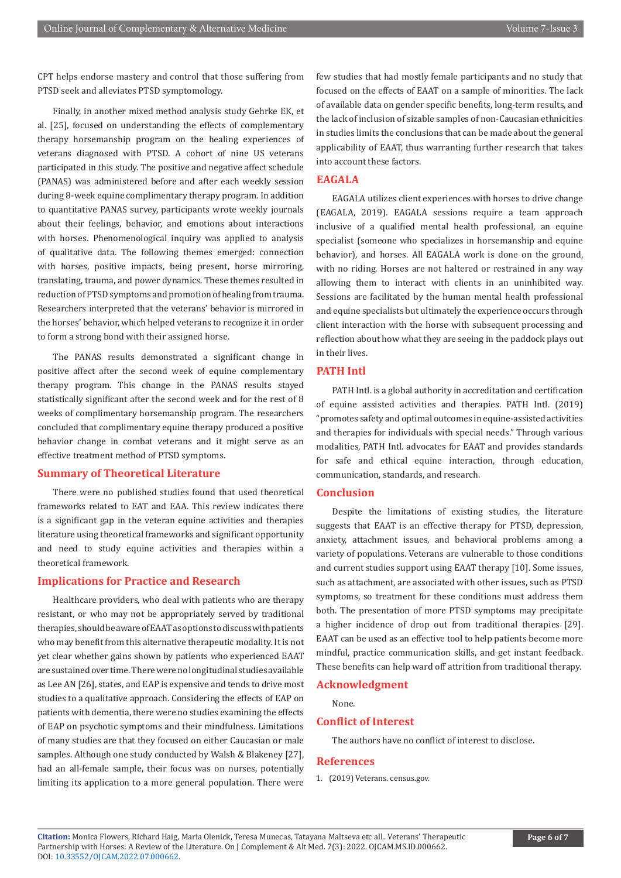CPT helps endorse mastery and control that those suffering from PTSD seek and alleviates PTSD symptomology.

Finally, in another mixed method analysis study Gehrke EK, et al. [25], focused on understanding the effects of complementary therapy horsemanship program on the healing experiences of veterans diagnosed with PTSD. A cohort of nine US veterans participated in this study. The positive and negative affect schedule (PANAS) was administered before and after each weekly session during 8-week equine complimentary therapy program. In addition to quantitative PANAS survey, participants wrote weekly journals about their feelings, behavior, and emotions about interactions with horses. Phenomenological inquiry was applied to analysis of qualitative data. The following themes emerged: connection with horses, positive impacts, being present, horse mirroring, translating, trauma, and power dynamics. These themes resulted in reduction of PTSD symptoms and promotion of healing from trauma. Researchers interpreted that the veterans' behavior is mirrored in the horses' behavior, which helped veterans to recognize it in order to form a strong bond with their assigned horse.

The PANAS results demonstrated a significant change in positive affect after the second week of equine complementary therapy program. This change in the PANAS results stayed statistically significant after the second week and for the rest of 8 weeks of complimentary horsemanship program. The researchers concluded that complimentary equine therapy produced a positive behavior change in combat veterans and it might serve as an effective treatment method of PTSD symptoms.

## Summary of Theoretical Literature

There were no published studies found that used theoretical frameworks related to EAT and EAA. This review indicates there is a significant gap in the veteran equine activities and therapies literature using theoretical frameworks and significant opportunity and need to study equine activities and therapies within a theoretical framework.

## Implications for Practice and Research

Healthcare providers, who deal with patients who are therapy resistant, or who may not be appropriately served by traditional therapies, should be aware of EAAT as options to discuss with patients who may benefit from this alternative therapeutic modality. It is not yet clear whether gains shown by patients who experienced EAAT are sustained over time. There were no longitudinal studies available as Lee AN [26], states, and EAP is expensive and tends to drive most studies to a qualitative approach. Considering the effects of EAP on patients with dementia, there were no studies examining the effects of EAP on psychotic symptoms and their mindfulness. Limitations of many studies are that they focused on either Caucasian or male samples. Although one study conducted by Walsh & Blakeney [27], had an all-female sample, their focus was on nurses, potentially limiting its application to a more general population. There were few studies that had mostly female participants and no study that focused on the effects of EAAT on a sample of minorities. The lack of available data on gender specific benefits, long-term results, and the lack of inclusion of sizable samples of non-Caucasian ethnicities in studies limits the conclusions that can be made about the general applicability of EAAT, thus warranting further research that takes into account these factors.

## EAGALA

EAGALA utilizes client experiences with horses to drive change (EAGALA, 2019). EAGALA sessions require a team approach inclusive of a qualified mental health professional, an equine specialist (someone who specializes in horsemanship and equine behavior), and horses. All EAGALA work is done on the ground, with no riding. Horses are not haltered or restrained in any way allowing them to interact with clients in an uninhibited way. Sessions are facilitated by the human mental health professional and equine specialists but ultimately the experience occurs through client interaction with the horse with subsequent processing and reflection about how what they are seeing in the paddock plays out in their lives.

## PATH Intl

PATH Intl. is a global authority in accreditation and certification of equine assisted activities and therapies. PATH Intl. (2019) "promotes safety and optimal outcomes in equine-assisted activities and therapies for individuals with special needs." Through various modalities, PATH Intl. advocates for EAAT and provides standards for safe and ethical equine interaction, through education, communication, standards, and research.

## Conclusion

Despite the limitations of existing studies, the literature suggests that EAAT is an effective therapy for PTSD, depression, anxiety, attachment issues, and behavioral problems among a variety of populations. Veterans are vulnerable to those conditions and current studies support using EAAT therapy [10]. Some issues, such as attachment, are associated with other issues, such as PTSD symptoms, so treatment for these conditions must address them both. The presentation of more PTSD symptoms may precipitate a higher incidence of drop out from traditional therapies [29]. EAAT can be used as an effective tool to help patients become more mindful, practice communication skills, and get instant feedback. These benefits can help ward off attrition from traditional therapy.

## Acknowledgment

None.

## Conflict of Interest

The authors have no conflict of interest to disclose.

## References

1. (2019) Veterans. census.gov.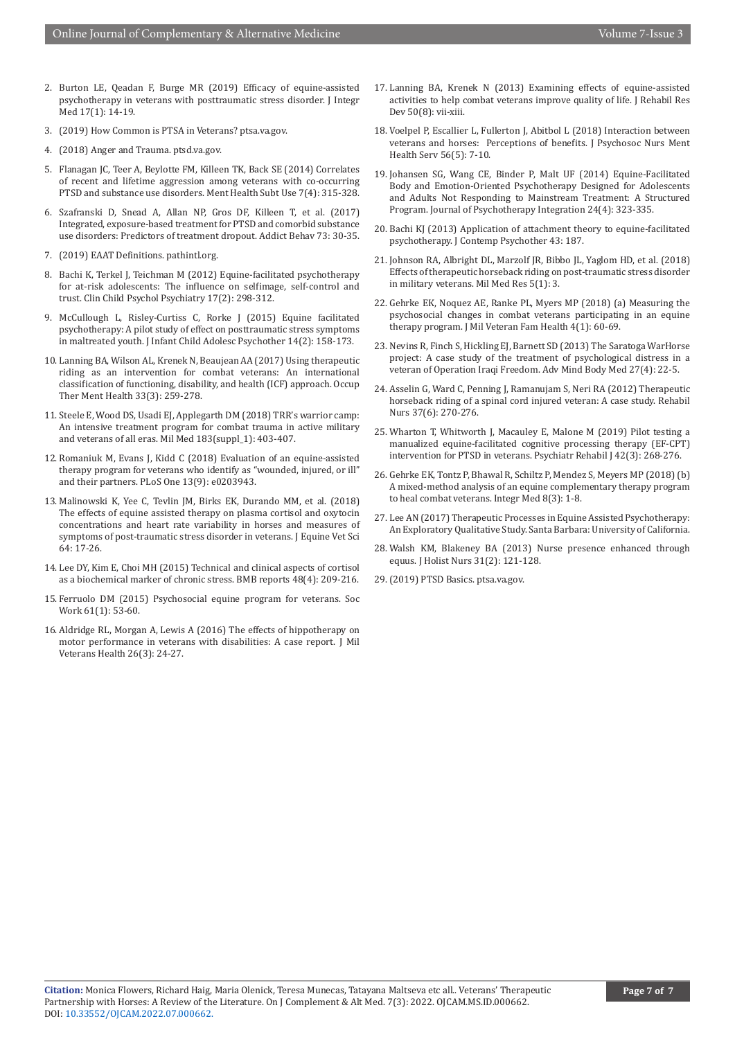2. Burton LE, Qeadan F, Burge MR (2019) Efficacy of equine-assisted psychotherapy in veterans with posttraumatic stress disorder. J Integr Med 17(1): 14-19.
3. (2019) How Common is PTSA in Veterans? ptsa.va.gov.
4. (2018) Anger and Trauma. ptsd.va.gov.
5. Flanagan JC, Teer A, Beylotte FM, Killeen TK, Back SE (2014) Correlates of recent and lifetime aggression among veterans with co-occurring PTSD and substance use disorders. Ment Health Subt Use 7(4): 315-328.
6. Szafranski D, Snead A, Allan NP, Gros DF, Killeen T, et al. (2017) Integrated, exposure-based treatment for PTSD and comorbid substance use disorders: Predictors of treatment dropout. Addict Behav 73: 30-35.
7. (2019) EAAT Definitions. pathintl.org.
8. Bachi K, Terkel J, Teichman M (2012) Equine-facilitated psychotherapy for at-risk adolescents: The influence on selfimage, self-control and trust. Clin Child Psychol Psychiatry 17(2): 298-312.
9. McCullough L, Risley-Curtiss C, Rorke J (2015) Equine facilitated psychotherapy: A pilot study of effect on posttraumatic stress symptoms in maltreated youth. J Infant Child Adolesc Psychother 14(2): 158-173.
10. Lanning BA, Wilson AL, Krenek N, Beaujean AA (2017) Using therapeutic riding as an intervention for combat veterans: An international classification of functioning, disability, and health (ICF) approach. Occup Ther Ment Health 33(3): 259-278.
11. Steele E, Wood DS, Usadi EJ, Applegarth DM (2018) TRR's warrior camp: An intensive treatment program for combat trauma in active military and veterans of all eras. Mil Med 183(suppl_1): 403-407.
12. Romaniuk M, Evans J, Kidd C (2018) Evaluation of an equine-assisted therapy program for veterans who identify as "wounded, injured, or ill" and their partners. PLoS One 13(9): e0203943.
13. Malinowski K, Yee C, Tevlin JM, Birks EK, Durando MM, et al. (2018) The effects of equine assisted therapy on plasma cortisol and oxytocin concentrations and heart rate variability in horses and measures of symptoms of post-traumatic stress disorder in veterans. J Equine Vet Sci 64: 17-26.
14. Lee DY, Kim E, Choi MH (2015) Technical and clinical aspects of cortisol as a biochemical marker of chronic stress. BMB reports 48(4): 209-216.
15. Ferruolo DM (2015) Psychosocial equine program for veterans. Soc Work 61(1): 53-60.
16. Aldridge RL, Morgan A, Lewis A (2016) The effects of hippotherapy on motor performance in veterans with disabilities: A case report. J Mil Veterans Health 26(3): 24-27.
17. Lanning BA, Krenek N (2013) Examining effects of equine-assisted activities to help combat veterans improve quality of life. J Rehabil Res Dev 50(8): vii-xiii.
18. Voelpel P, Escallier L, Fullerton J, Abitbol L (2018) Interaction between veterans and horses: Perceptions of benefits. J Psychosoc Nurs Ment Health Serv 56(5): 7-10.
19. Johansen SG, Wang CE, Binder P, Malt UF (2014) Equine-Facilitated Body and Emotion-Oriented Psychotherapy Designed for Adolescents and Adults Not Responding to Mainstream Treatment: A Structured Program. Journal of Psychotherapy Integration 24(4): 323-335.
20. Bachi KJ (2013) Application of attachment theory to equine-facilitated psychotherapy. J Contemp Psychother 43: 187.
21. Johnson RA, Albright DL, Marzolf JR, Bibbo JL, Yaglom HD, et al. (2018) Effects of therapeutic horseback riding on post-traumatic stress disorder in military veterans. Mil Med Res 5(1): 3.
22. Gehrke EK, Noquez AE, Ranke PL, Myers MP (2018) (a) Measuring the psychosocial changes in combat veterans participating in an equine therapy program. J Mil Veteran Fam Health 4(1): 60-69.
23. Nevins R, Finch S, Hickling EJ, Barnett SD (2013) The Saratoga WarHorse project: A case study of the treatment of psychological distress in a veteran of Operation Iraqi Freedom. Adv Mind Body Med 27(4): 22-5.
24. Asselin G, Ward C, Penning J, Ramanujam S, Neri RA (2012) Therapeutic horseback riding of a spinal cord injured veteran: A case study. Rehabil Nurs 37(6): 270-276.
25. Wharton T, Whitworth J, Macauley E, Malone M (2019) Pilot testing a manualized equine-facilitated cognitive processing therapy (EF-CPT) intervention for PTSD in veterans. Psychiatr Rehabil J 42(3): 268-276.
26. Gehrke EK, Tontz P, Bhawal R, Schiltz P, Mendez S, Meyers MP (2018) (b) A mixed-method analysis of an equine complementary therapy program to heal combat veterans. Integr Med 8(3): 1-8.
27. Lee AN (2017) Therapeutic Processes in Equine Assisted Psychotherapy: An Exploratory Qualitative Study. Santa Barbara: University of California.
28. Walsh KM, Blakeney BA (2013) Nurse presence enhanced through equus. J Holist Nurs 31(2): 121-128.
29. (2019) PTSD Basics. ptsa.va.gov.

**Citation:** Monica Flowers, Richard Haig, Maria Olenick, Teresa Munecas, Tatayana Maltseva etc all.. Veterans' Therapeutic Partnership with Horses: A Review of the Literature. On J Complement & Alt Med. 7(3): 2022. OJCAM.MS.ID.000662. DOI: 10.33552/OJCAM.2022.07.000662.